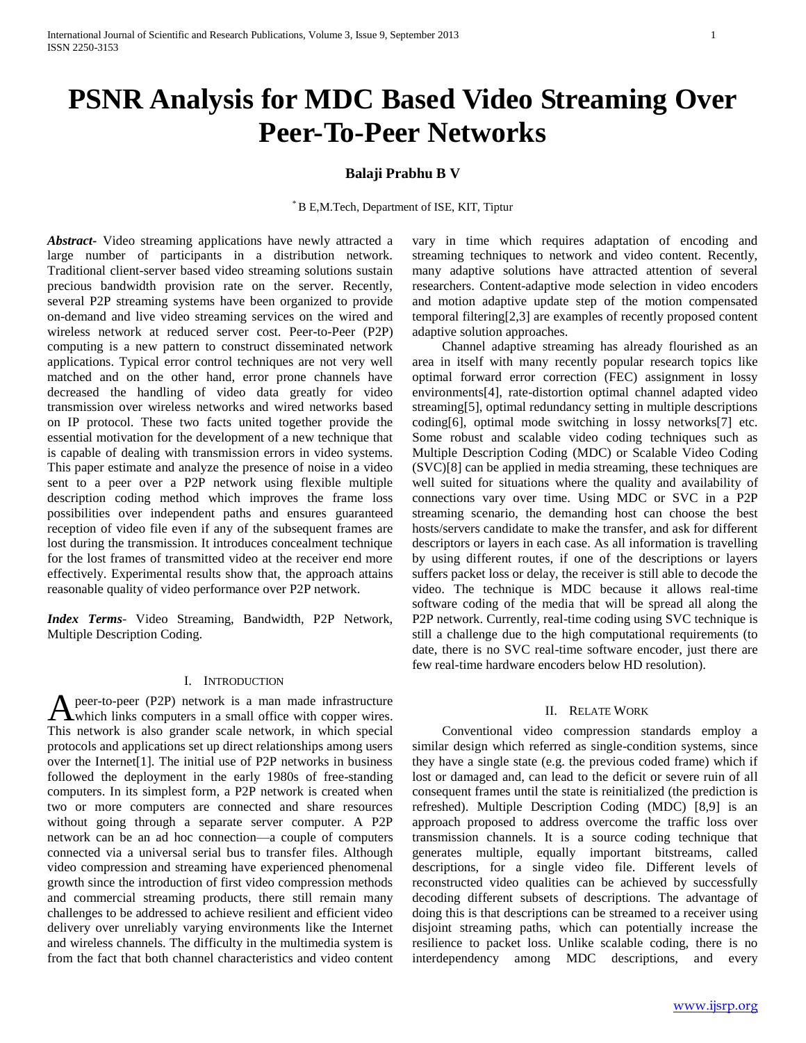# PSNR Analysis for MDC Based Video Streaming Over Peer-To-Peer Networks

**Balaji Prabhu B V**

* B E,M.Tech, Department of ISE, KIT, Tiptur

***Abstract***- Video streaming applications have newly attracted a large number of participants in a distribution network. Traditional client-server based video streaming solutions sustain precious bandwidth provision rate on the server. Recently, several P2P streaming systems have been organized to provide on-demand and live video streaming services on the wired and wireless network at reduced server cost. Peer-to-Peer (P2P) computing is a new pattern to construct disseminated network applications. Typical error control techniques are not very well matched and on the other hand, error prone channels have decreased the handling of video data greatly for video transmission over wireless networks and wired networks based on IP protocol. These two facts united together provide the essential motivation for the development of a new technique that is capable of dealing with transmission errors in video systems. This paper estimate and analyze the presence of noise in a video sent to a peer over a P2P network using flexible multiple description coding method which improves the frame loss possibilities over independent paths and ensures guaranteed reception of video file even if any of the subsequent frames are lost during the transmission. It introduces concealment technique for the lost frames of transmitted video at the receiver end more effectively. Experimental results show that, the approach attains reasonable quality of video performance over P2P network.

***Index Terms***- Video Streaming, Bandwidth, P2P Network, Multiple Description Coding.

## I. Introduction

A peer-to-peer (P2P) network is a man made infrastructure which links computers in a small office with copper wires. This network is also grander scale network, in which special protocols and applications set up direct relationships among users over the Internet[1]. The initial use of P2P networks in business followed the deployment in the early 1980s of free-standing computers. In its simplest form, a P2P network is created when two or more computers are connected and share resources without going through a separate server computer. A P2P network can be an ad hoc connection—a couple of computers connected via a universal serial bus to transfer files. Although video compression and streaming have experienced phenomenal growth since the introduction of first video compression methods and commercial streaming products, there still remain many challenges to be addressed to achieve resilient and efficient video delivery over unreliably varying environments like the Internet and wireless channels. The difficulty in the multimedia system is from the fact that both channel characteristics and video content vary in time which requires adaptation of encoding and streaming techniques to network and video content. Recently, many adaptive solutions have attracted attention of several researchers. Content-adaptive mode selection in video encoders and motion adaptive update step of the motion compensated temporal filtering[2,3] are examples of recently proposed content adaptive solution approaches.

Channel adaptive streaming has already flourished as an area in itself with many recently popular research topics like optimal forward error correction (FEC) assignment in lossy environments[4], rate-distortion optimal channel adapted video streaming[5], optimal redundancy setting in multiple descriptions coding[6], optimal mode switching in lossy networks[7] etc. Some robust and scalable video coding techniques such as Multiple Description Coding (MDC) or Scalable Video Coding (SVC)[8] can be applied in media streaming, these techniques are well suited for situations where the quality and availability of connections vary over time. Using MDC or SVC in a P2P streaming scenario, the demanding host can choose the best hosts/servers candidate to make the transfer, and ask for different descriptors or layers in each case. As all information is travelling by using different routes, if one of the descriptions or layers suffers packet loss or delay, the receiver is still able to decode the video. The technique is MDC because it allows real-time software coding of the media that will be spread all along the P2P network. Currently, real-time coding using SVC technique is still a challenge due to the high computational requirements (to date, there is no SVC real-time software encoder, just there are few real-time hardware encoders below HD resolution).

## II. Relate Work

Conventional video compression standards employ a similar design which referred as single-condition systems, since they have a single state (e.g. the previous coded frame) which if lost or damaged and, can lead to the deficit or severe ruin of all consequent frames until the state is reinitialized (the prediction is refreshed). Multiple Description Coding (MDC) [8,9] is an approach proposed to address overcome the traffic loss over transmission channels. It is a source coding technique that generates multiple, equally important bitstreams, called descriptions, for a single video file. Different levels of reconstructed video qualities can be achieved by successfully decoding different subsets of descriptions. The advantage of doing this is that descriptions can be streamed to a receiver using disjoint streaming paths, which can potentially increase the resilience to packet loss. Unlike scalable coding, there is no interdependency among MDC descriptions, and every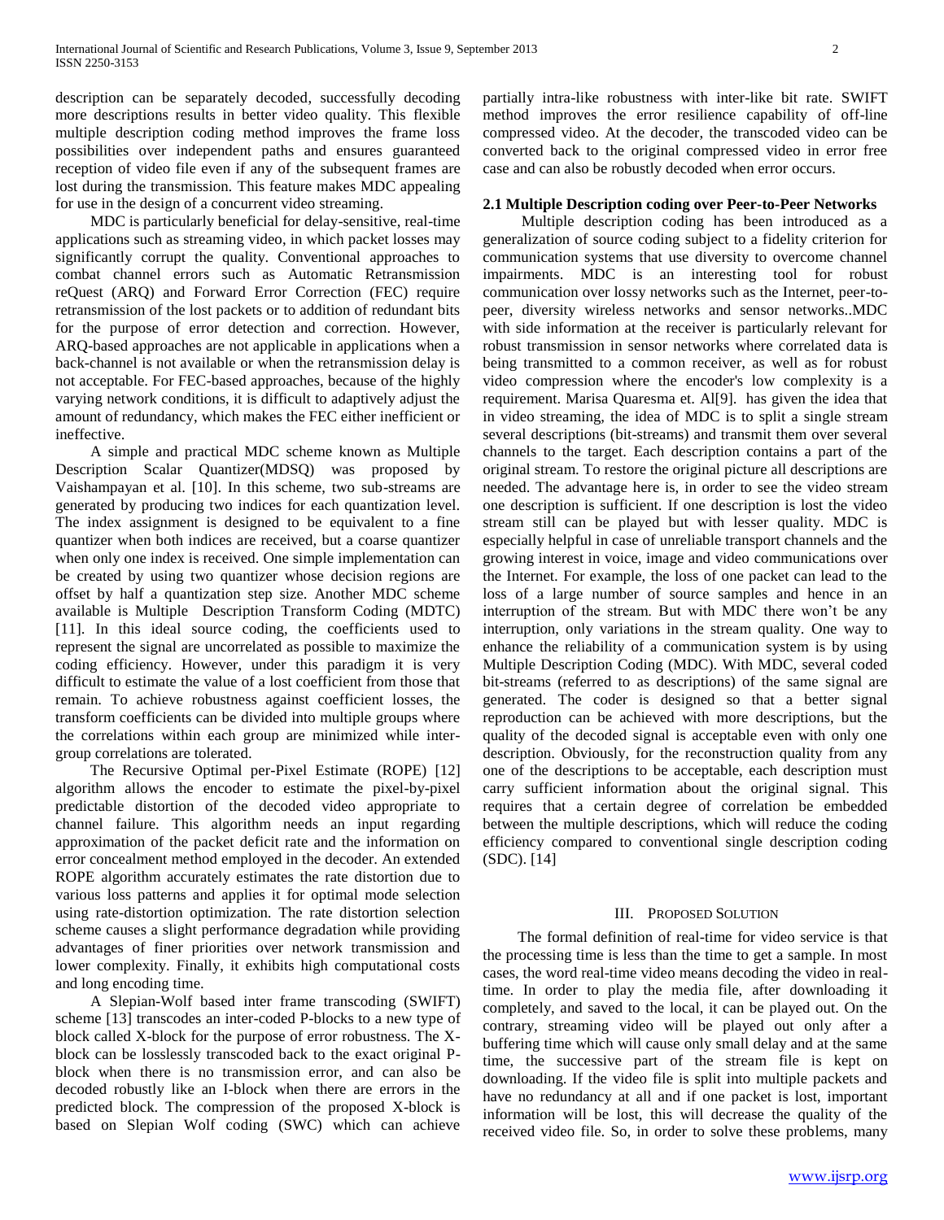description can be separately decoded, successfully decoding more descriptions results in better video quality. This flexible multiple description coding method improves the frame loss possibilities over independent paths and ensures guaranteed reception of video file even if any of the subsequent frames are lost during the transmission. This feature makes MDC appealing for use in the design of a concurrent video streaming.

MDC is particularly beneficial for delay-sensitive, real-time applications such as streaming video, in which packet losses may significantly corrupt the quality. Conventional approaches to combat channel errors such as Automatic Retransmission reQuest (ARQ) and Forward Error Correction (FEC) require retransmission of the lost packets or to addition of redundant bits for the purpose of error detection and correction. However, ARQ-based approaches are not applicable in applications when a back-channel is not available or when the retransmission delay is not acceptable. For FEC-based approaches, because of the highly varying network conditions, it is difficult to adaptively adjust the amount of redundancy, which makes the FEC either inefficient or ineffective.

A simple and practical MDC scheme known as Multiple Description Scalar Quantizer(MDSQ) was proposed by Vaishampayan et al. [10]. In this scheme, two sub-streams are generated by producing two indices for each quantization level. The index assignment is designed to be equivalent to a fine quantizer when both indices are received, but a coarse quantizer when only one index is received. One simple implementation can be created by using two quantizer whose decision regions are offset by half a quantization step size. Another MDC scheme available is Multiple Description Transform Coding (MDTC) [11]. In this ideal source coding, the coefficients used to represent the signal are uncorrelated as possible to maximize the coding efficiency. However, under this paradigm it is very difficult to estimate the value of a lost coefficient from those that remain. To achieve robustness against coefficient losses, the transform coefficients can be divided into multiple groups where the correlations within each group are minimized while inter-group correlations are tolerated.

The Recursive Optimal per-Pixel Estimate (ROPE) [12] algorithm allows the encoder to estimate the pixel-by-pixel predictable distortion of the decoded video appropriate to channel failure. This algorithm needs an input regarding approximation of the packet deficit rate and the information on error concealment method employed in the decoder. An extended ROPE algorithm accurately estimates the rate distortion due to various loss patterns and applies it for optimal mode selection using rate-distortion optimization. The rate distortion selection scheme causes a slight performance degradation while providing advantages of finer priorities over network transmission and lower complexity. Finally, it exhibits high computational costs and long encoding time.

A Slepian-Wolf based inter frame transcoding (SWIFT) scheme [13] transcodes an inter-coded P-blocks to a new type of block called X-block for the purpose of error robustness. The X-block can be losslessly transcoded back to the exact original P-block when there is no transmission error, and can also be decoded robustly like an I-block when there are errors in the predicted block. The compression of the proposed X-block is based on Slepian Wolf coding (SWC) which can achieve partially intra-like robustness with inter-like bit rate. SWIFT method improves the error resilience capability of off-line compressed video. At the decoder, the transcoded video can be converted back to the original compressed video in error free case and can also be robustly decoded when error occurs.

### 2.1 Multiple Description coding over Peer-to-Peer Networks

Multiple description coding has been introduced as a generalization of source coding subject to a fidelity criterion for communication systems that use diversity to overcome channel impairments. MDC is an interesting tool for robust communication over lossy networks such as the Internet, peer-to-peer, diversity wireless networks and sensor networks..MDC with side information at the receiver is particularly relevant for robust transmission in sensor networks where correlated data is being transmitted to a common receiver, as well as for robust video compression where the encoder's low complexity is a requirement. Marisa Quaresma et. Al[9]. has given the idea that in video streaming, the idea of MDC is to split a single stream several descriptions (bit-streams) and transmit them over several channels to the target. Each description contains a part of the original stream. To restore the original picture all descriptions are needed. The advantage here is, in order to see the video stream one description is sufficient. If one description is lost the video stream still can be played but with lesser quality. MDC is especially helpful in case of unreliable transport channels and the growing interest in voice, image and video communications over the Internet. For example, the loss of one packet can lead to the loss of a large number of source samples and hence in an interruption of the stream. But with MDC there won't be any interruption, only variations in the stream quality. One way to enhance the reliability of a communication system is by using Multiple Description Coding (MDC). With MDC, several coded bit-streams (referred to as descriptions) of the same signal are generated. The coder is designed so that a better signal reproduction can be achieved with more descriptions, but the quality of the decoded signal is acceptable even with only one description. Obviously, for the reconstruction quality from any one of the descriptions to be acceptable, each description must carry sufficient information about the original signal. This requires that a certain degree of correlation be embedded between the multiple descriptions, which will reduce the coding efficiency compared to conventional single description coding (SDC). [14]

## III. Proposed Solution

The formal definition of real-time for video service is that the processing time is less than the time to get a sample. In most cases, the word real-time video means decoding the video in real-time. In order to play the media file, after downloading it completely, and saved to the local, it can be played out. On the contrary, streaming video will be played out only after a buffering time which will cause only small delay and at the same time, the successive part of the stream file is kept on downloading. If the video file is split into multiple packets and have no redundancy at all and if one packet is lost, important information will be lost, this will decrease the quality of the received video file. So, in order to solve these problems, many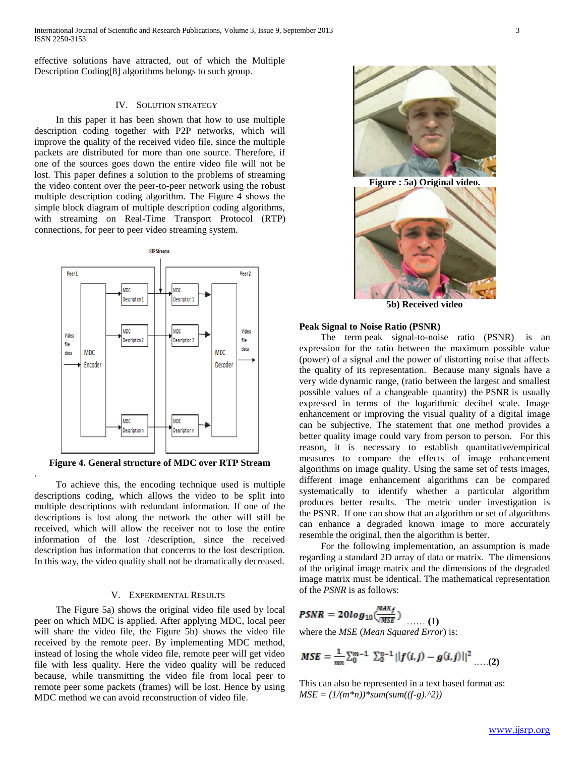effective solutions have attracted, out of which the Multiple Description Coding[8] algorithms belongs to such group.

## IV. Solution Strategy

In this paper it has been shown that how to use multiple description coding together with P2P networks, which will improve the quality of the received video file, since the multiple packets are distributed for more than one source. Therefore, if one of the sources goes down the entire video file will not be lost. This paper defines a solution to the problems of streaming the video content over the peer-to-peer network using the robust multiple description coding algorithm. The Figure 4 shows the simple block diagram of multiple description coding algorithms, with streaming on Real-Time Transport Protocol (RTP) connections, for peer to peer video streaming system.

**Figure 4. General structure of MDC over RTP Stream**

To achieve this, the encoding technique used is multiple descriptions coding, which allows the video to be split into multiple descriptions with redundant information. If one of the descriptions is lost along the network the other will still be received, which will allow the receiver not to lose the entire information of the lost /description, since the received description has information that concerns to the lost description. In this way, the video quality shall not be dramatically decreased.

## V. Experimental Results

The Figure 5a) shows the original video file used by local peer on which MDC is applied. After applying MDC, local peer will share the video file, the Figure 5b) shows the video file received by the remote peer. By implementing MDC method, instead of losing the whole video file, remote peer will get video file with less quality. Here the video quality will be reduced because, while transmitting the video file from local peer to remote peer some packets (frames) will be lost. Hence by using MDC method we can avoid reconstruction of video file.

**Figure : 5a) Original video.**

**5b) Received video**

### Peak Signal to Noise Ratio (PSNR)

The term peak signal-to-noise ratio (PSNR) is an expression for the ratio between the maximum possible value (power) of a signal and the power of distorting noise that affects the quality of its representation. Because many signals have a very wide dynamic range, (ratio between the largest and smallest possible values of a changeable quantity) the PSNR is usually expressed in terms of the logarithmic decibel scale. Image enhancement or improving the visual quality of a digital image can be subjective. The statement that one method provides a better quality image could vary from person to person. For this reason, it is necessary to establish quantitative/empirical measures to compare the effects of image enhancement algorithms on image quality. Using the same set of tests images, different image enhancement algorithms can be compared systematically to identify whether a particular algorithm produces better results. The metric under investigation is the PSNR. If one can show that an algorithm or set of algorithms can enhance a degraded known image to more accurately resemble the original, then the algorithm is better.

For the following implementation, an assumption is made regarding a standard 2D array of data or matrix. The dimensions of the original image matrix and the dimensions of the degraded image matrix must be identical. The mathematical representation of the *PSNR* is as follows:

$$PSNR = 20\log_{10}\left(\frac{MAX_f}{\sqrt{MSE}}\right) \quad \ldots\ldots \textbf{(1)}$$

where the *MSE* (*Mean Squared Error*) is:

$$MSE = \frac{1}{mn}\sum_{0}^{m-1}\sum_{0}^{n-1}\|f(i,j) - g(i,j)\|^2 \quad \ldots\ldots\textbf{(2)}$$

This can also be represented in a text based format as:
*MSE = (1/(m\*n))\*sum(sum((f-g).^2))*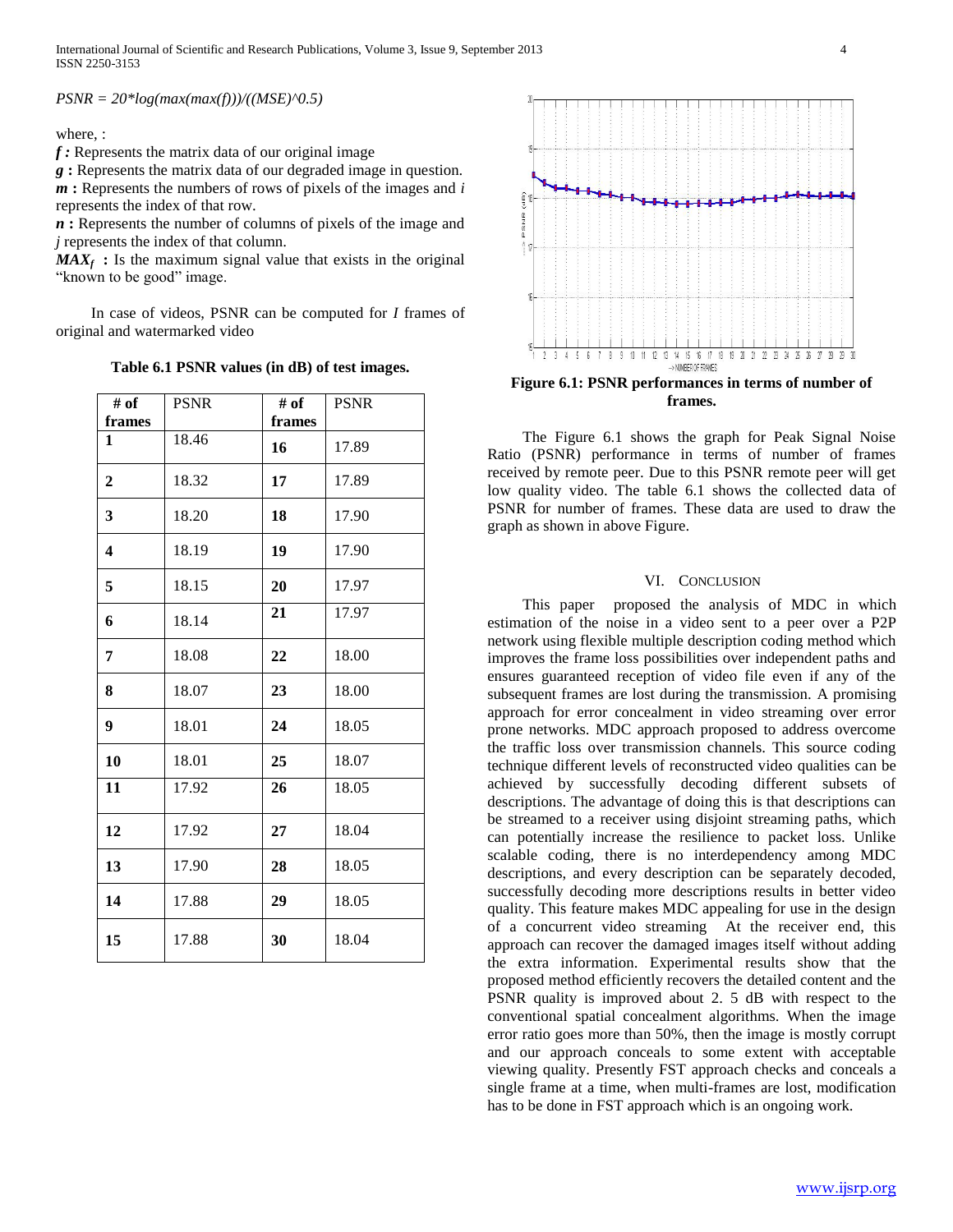$PSNR = 20*log(max(max(f)))/((MSE)^0.5)$

where, :

***f*** **:** Represents the matrix data of our original image

***g*** **:** Represents the matrix data of our degraded image in question.

***m*** **:** Represents the numbers of rows of pixels of the images and *i* represents the index of that row.

***n*** **:** Represents the number of columns of pixels of the image and *j* represents the index of that column.

$MAX_f$ **:** Is the maximum signal value that exists in the original "known to be good" image.

In case of videos, PSNR can be computed for *I* frames of original and watermarked video

**Table 6.1 PSNR values (in dB) of test images.**

| # of frames | PSNR | # of frames | PSNR |
|---|---|---|---|
| **1** | 18.46 | **16** | 17.89 |
| **2** | 18.32 | **17** | 17.89 |
| **3** | 18.20 | **18** | 17.90 |
| **4** | 18.19 | **19** | 17.90 |
| **5** | 18.15 | **20** | 17.97 |
| **6** | 18.14 | **21** | 17.97 |
| **7** | 18.08 | **22** | 18.00 |
| **8** | 18.07 | **23** | 18.00 |
| **9** | 18.01 | **24** | 18.05 |
| **10** | 18.01 | **25** | 18.07 |
| **11** | 17.92 | **26** | 18.05 |
| **12** | 17.92 | **27** | 18.04 |
| **13** | 17.90 | **28** | 18.05 |
| **14** | 17.88 | **29** | 18.05 |
| **15** | 17.88 | **30** | 18.04 |

**Figure 6.1: PSNR performances in terms of number of frames.**

The Figure 6.1 shows the graph for Peak Signal Noise Ratio (PSNR) performance in terms of number of frames received by remote peer. Due to this PSNR remote peer will get low quality video. The table 6.1 shows the collected data of PSNR for number of frames. These data are used to draw the graph as shown in above Figure.

## VI. Conclusion

This paper proposed the analysis of MDC in which estimation of the noise in a video sent to a peer over a P2P network using flexible multiple description coding method which improves the frame loss possibilities over independent paths and ensures guaranteed reception of video file even if any of the subsequent frames are lost during the transmission. A promising approach for error concealment in video streaming over error prone networks. MDC approach proposed to address overcome the traffic loss over transmission channels. This source coding technique different levels of reconstructed video qualities can be achieved by successfully decoding different subsets of descriptions. The advantage of doing this is that descriptions can be streamed to a receiver using disjoint streaming paths, which can potentially increase the resilience to packet loss. Unlike scalable coding, there is no interdependency among MDC descriptions, and every description can be separately decoded, successfully decoding more descriptions results in better video quality. This feature makes MDC appealing for use in the design of a concurrent video streaming At the receiver end, this approach can recover the damaged images itself without adding the extra information. Experimental results show that the proposed method efficiently recovers the detailed content and the PSNR quality is improved about 2. 5 dB with respect to the conventional spatial concealment algorithms. When the image error ratio goes more than 50%, then the image is mostly corrupt and our approach conceals to some extent with acceptable viewing quality. Presently FST approach checks and conceals a single frame at a time, when multi-frames are lost, modification has to be done in FST approach which is an ongoing work.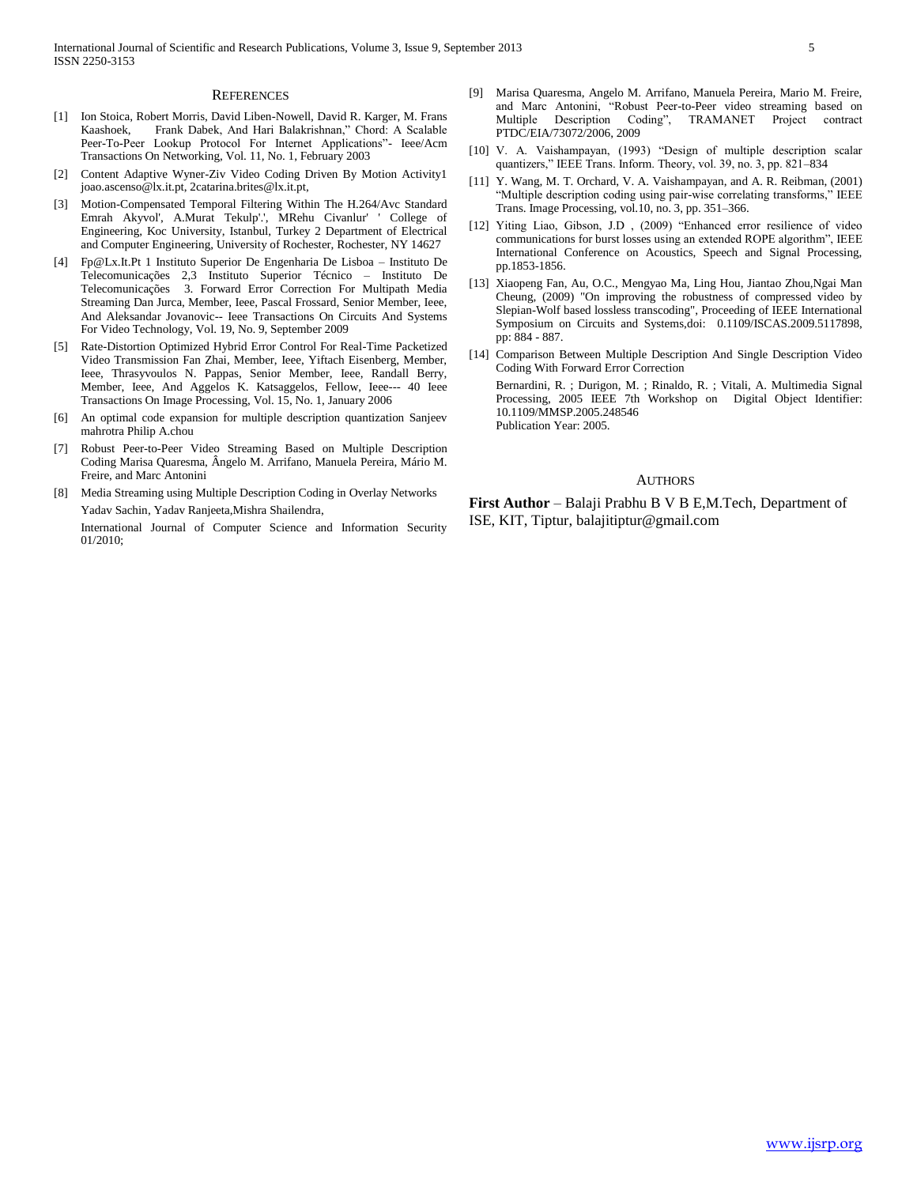## REFERENCES

[1] Ion Stoica, Robert Morris, David Liben-Nowell, David R. Karger, M. Frans Kaashoek, Frank Dabek, And Hari Balakrishnan," Chord: A Scalable Peer-To-Peer Lookup Protocol For Internet Applications"- Ieee/Acm Transactions On Networking, Vol. 11, No. 1, February 2003

[2] Content Adaptive Wyner-Ziv Video Coding Driven By Motion Activity1 joao.ascenso@lx.it.pt, 2catarina.brites@lx.it.pt,

[3] Motion-Compensated Temporal Filtering Within The H.264/Avc Standard Emrah Akyvol', A.Murat Tekulp'.', MRehu Civanlur' ' College of Engineering, Koc University, Istanbul, Turkey 2 Department of Electrical and Computer Engineering, University of Rochester, Rochester, NY 14627

[4] Fp@Lx.It.Pt 1 Instituto Superior De Engenharia De Lisboa – Instituto De Telecomunicações 2,3 Instituto Superior Técnico – Instituto De Telecomunicações 3. Forward Error Correction For Multipath Media Streaming Dan Jurca, Member, Ieee, Pascal Frossard, Senior Member, Ieee, And Aleksandar Jovanovic-- Ieee Transactions On Circuits And Systems For Video Technology, Vol. 19, No. 9, September 2009

[5] Rate-Distortion Optimized Hybrid Error Control For Real-Time Packetized Video Transmission Fan Zhai, Member, Ieee, Yiftach Eisenberg, Member, Ieee, Thrasyvoulos N. Pappas, Senior Member, Ieee, Randall Berry, Member, Ieee, And Aggelos K. Katsaggelos, Fellow, Ieee--- 40 Ieee Transactions On Image Processing, Vol. 15, No. 1, January 2006

[6] An optimal code expansion for multiple description quantization Sanjeev mahrotra Philip A.chou

[7] Robust Peer-to-Peer Video Streaming Based on Multiple Description Coding Marisa Quaresma, Ângelo M. Arrifano, Manuela Pereira, Mário M. Freire, and Marc Antonini

[8] Media Streaming using Multiple Description Coding in Overlay Networks

Yadav Sachin, Yadav Ranjeeta,Mishra Shailendra,

International Journal of Computer Science and Information Security 01/2010;

[9] Marisa Quaresma, Angelo M. Arrifano, Manuela Pereira, Mario M. Freire, and Marc Antonini, "Robust Peer-to-Peer video streaming based on Multiple Description Coding", TRAMANET Project contract PTDC/EIA/73072/2006, 2009

[10] V. A. Vaishampayan, (1993) "Design of multiple description scalar quantizers," IEEE Trans. Inform. Theory, vol. 39, no. 3, pp. 821–834

[11] Y. Wang, M. T. Orchard, V. A. Vaishampayan, and A. R. Reibman, (2001) "Multiple description coding using pair-wise correlating transforms," IEEE Trans. Image Processing, vol.10, no. 3, pp. 351–366.

[12] Yiting Liao, Gibson, J.D , (2009) "Enhanced error resilience of video communications for burst losses using an extended ROPE algorithm", IEEE International Conference on Acoustics, Speech and Signal Processing, pp.1853-1856.

[13] Xiaopeng Fan, Au, O.C., Mengyao Ma, Ling Hou, Jiantao Zhou,Ngai Man Cheung, (2009) "On improving the robustness of compressed video by Slepian-Wolf based lossless transcoding", Proceeding of IEEE International Symposium on Circuits and Systems,doi: 0.1109/ISCAS.2009.5117898, pp: 884 - 887.

[14] Comparison Between Multiple Description And Single Description Video Coding With Forward Error Correction

Bernardini, R. ; Durigon, M. ; Rinaldo, R. ; Vitali, A. Multimedia Signal Processing, 2005 IEEE 7th Workshop on Digital Object Identifier: 10.1109/MMSP.2005.248546

Publication Year: 2005.

## AUTHORS

**First Author** – Balaji Prabhu B V B E,M.Tech, Department of ISE, KIT, Tiptur, balajitiptur@gmail.com